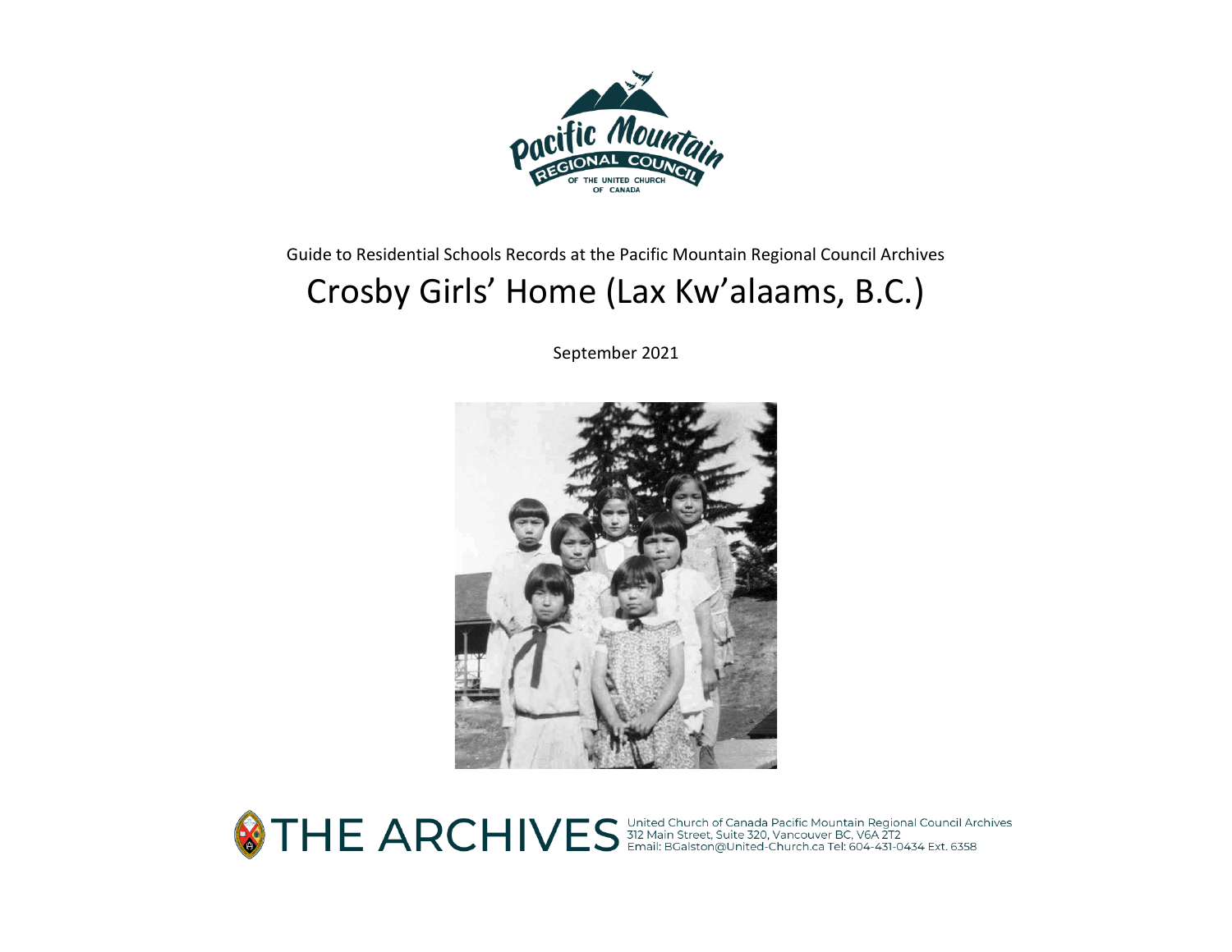Pacific Mountain REGIONAL COUNCIL OF THE UNITED CHURCH OF CANADA

Guide to Residential Schools Records at the Pacific Mountain Regional Council Archives

# Crosby Girls' Home (Lax Kw'alaams, B.C.)

September 2021

THE ARCHIVES United Church of Canada Pacific Mountain Regional Council Archives
312 Main Street, Suite 320, Vancouver BC, V6A 2T2
Email: BGalston@United-Church.ca Tel: 604-431-0434 Ext. 6358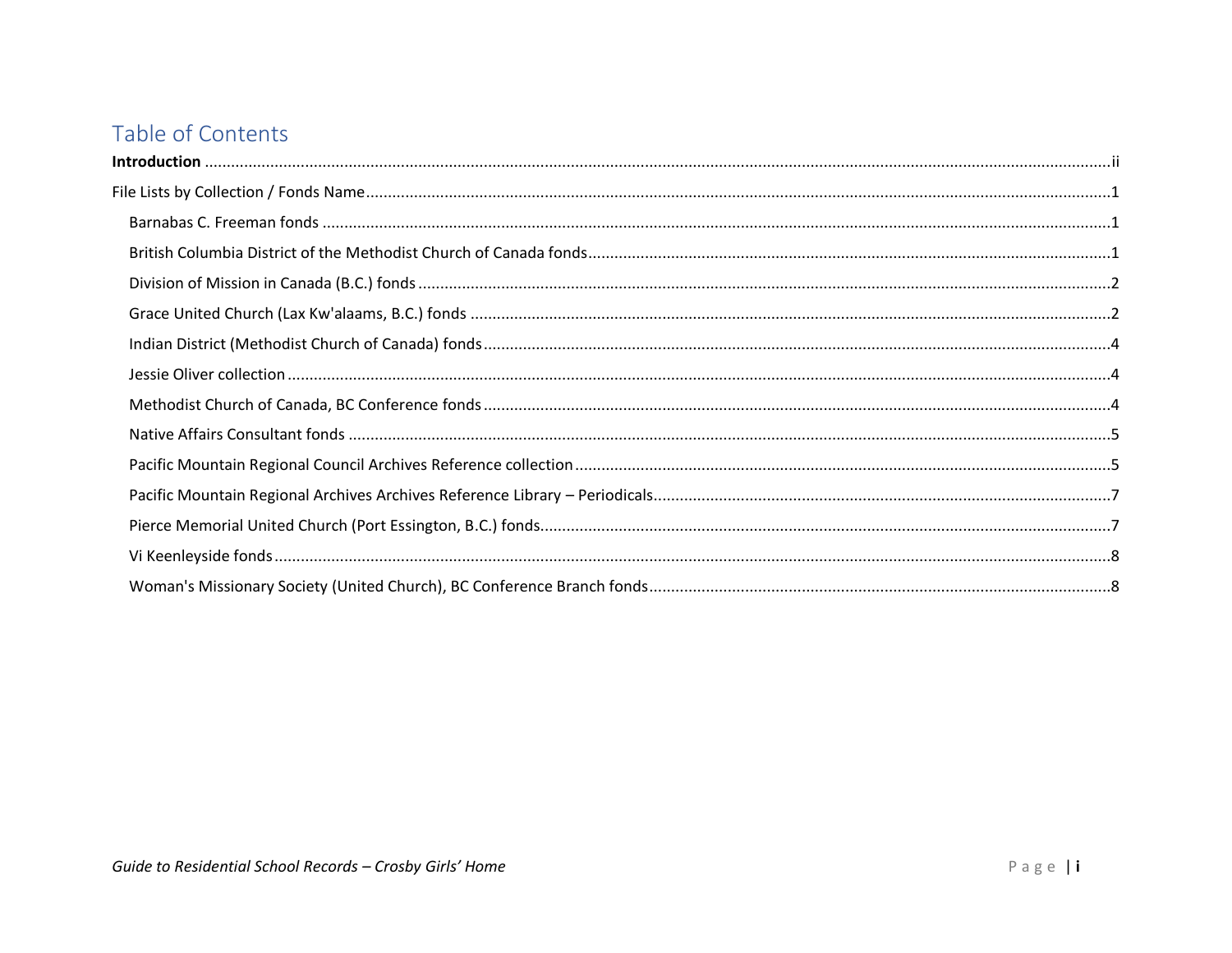# Table of Contents

**Introduction** ..... ii

File Lists by Collection / Fonds Name ..... 1

- Barnabas C. Freeman fonds ..... 1
- British Columbia District of the Methodist Church of Canada fonds ..... 1
- Division of Mission in Canada (B.C.) fonds ..... 2
- Grace United Church (Lax Kw'alaams, B.C.) fonds ..... 2
- Indian District (Methodist Church of Canada) fonds ..... 4
- Jessie Oliver collection ..... 4
- Methodist Church of Canada, BC Conference fonds ..... 4
- Native Affairs Consultant fonds ..... 5
- Pacific Mountain Regional Council Archives Reference collection ..... 5
- Pacific Mountain Regional Archives Archives Reference Library – Periodicals ..... 7
- Pierce Memorial United Church (Port Essington, B.C.) fonds ..... 7
- Vi Keenleyside fonds ..... 8
- Woman's Missionary Society (United Church), BC Conference Branch fonds ..... 8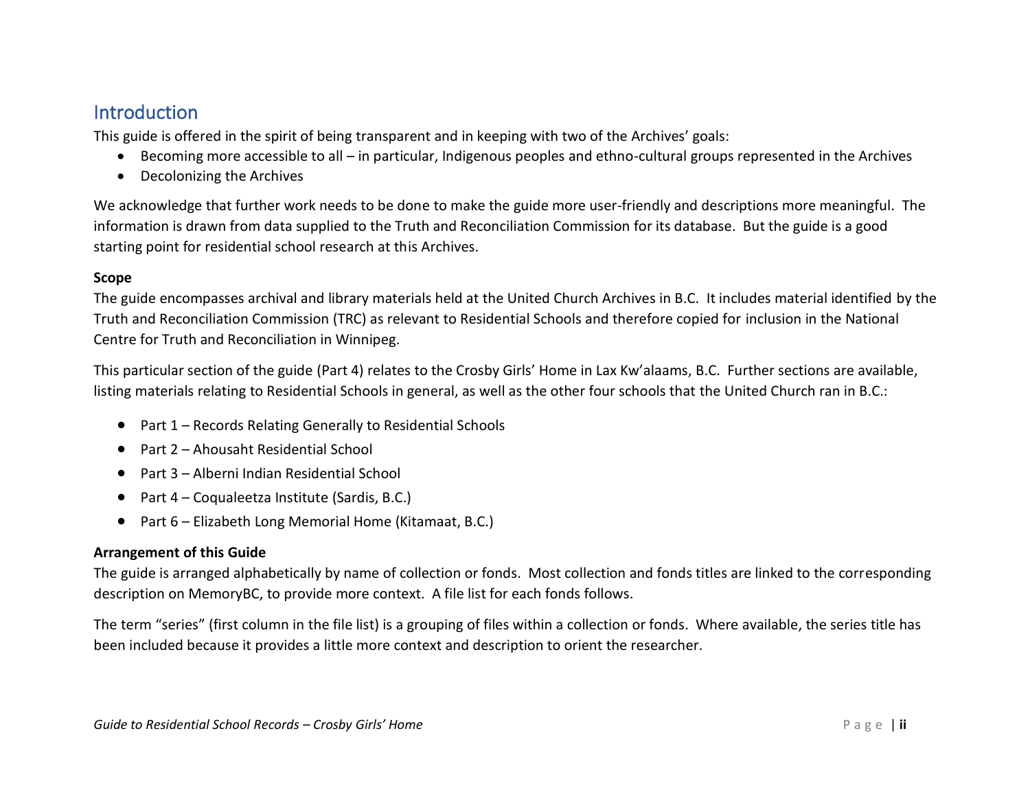## Introduction

This guide is offered in the spirit of being transparent and in keeping with two of the Archives' goals:

- Becoming more accessible to all – in particular, Indigenous peoples and ethno-cultural groups represented in the Archives
- Decolonizing the Archives

We acknowledge that further work needs to be done to make the guide more user-friendly and descriptions more meaningful. The information is drawn from data supplied to the Truth and Reconciliation Commission for its database. But the guide is a good starting point for residential school research at this Archives.

**Scope**

The guide encompasses archival and library materials held at the United Church Archives in B.C. It includes material identified by the Truth and Reconciliation Commission (TRC) as relevant to Residential Schools and therefore copied for inclusion in the National Centre for Truth and Reconciliation in Winnipeg.

This particular section of the guide (Part 4) relates to the Crosby Girls' Home in Lax Kw'alaams, B.C. Further sections are available, listing materials relating to Residential Schools in general, as well as the other four schools that the United Church ran in B.C.:

- Part 1 – Records Relating Generally to Residential Schools
- Part 2 – Ahousaht Residential School
- Part 3 – Alberni Indian Residential School
- Part 4 – Coqualeetza Institute (Sardis, B.C.)
- Part 6 – Elizabeth Long Memorial Home (Kitamaat, B.C.)

**Arrangement of this Guide**

The guide is arranged alphabetically by name of collection or fonds. Most collection and fonds titles are linked to the corresponding description on MemoryBC, to provide more context. A file list for each fonds follows.

The term "series" (first column in the file list) is a grouping of files within a collection or fonds. Where available, the series title has been included because it provides a little more context and description to orient the researcher.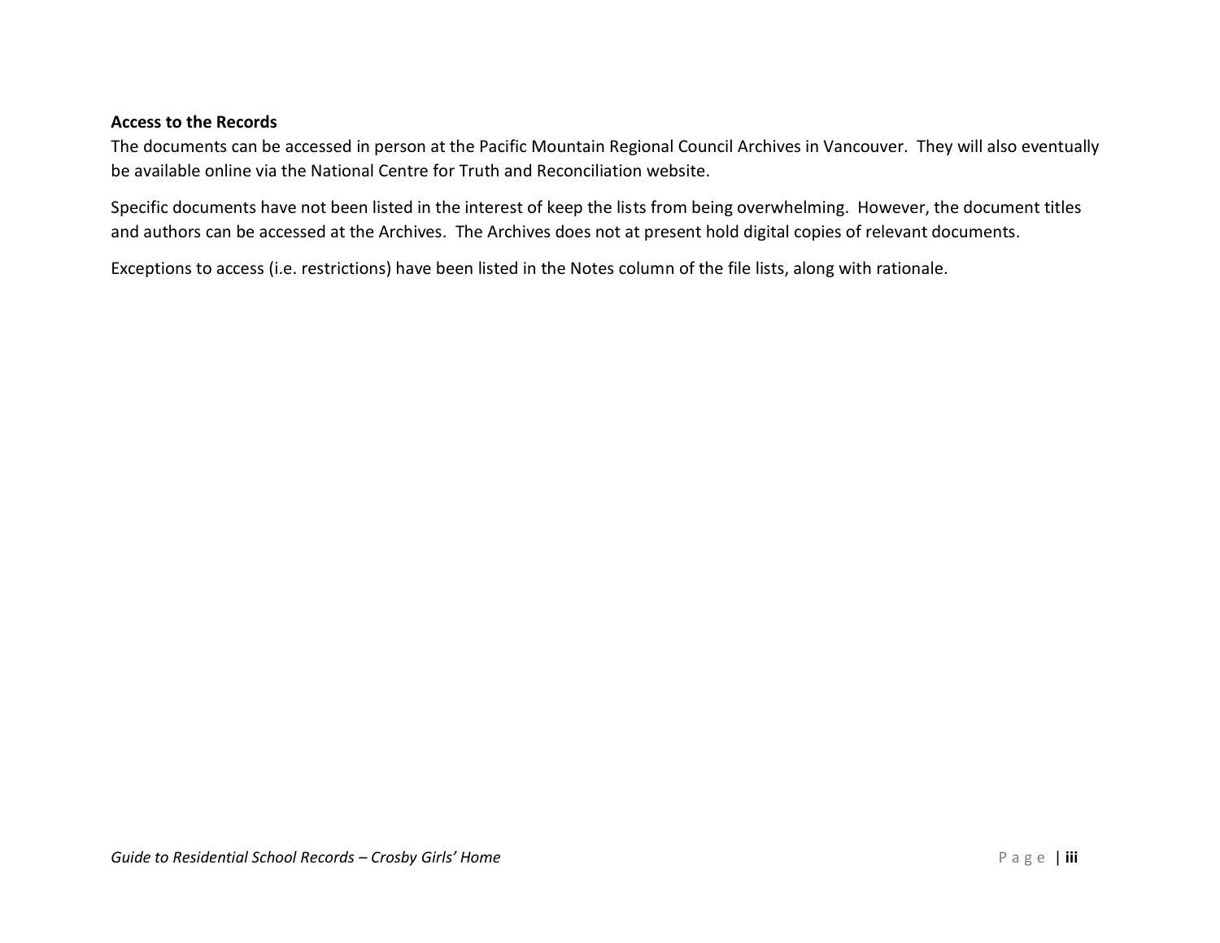**Access to the Records**

The documents can be accessed in person at the Pacific Mountain Regional Council Archives in Vancouver. They will also eventually be available online via the National Centre for Truth and Reconciliation website.

Specific documents have not been listed in the interest of keep the lists from being overwhelming. However, the document titles and authors can be accessed at the Archives. The Archives does not at present hold digital copies of relevant documents.

Exceptions to access (i.e. restrictions) have been listed in the Notes column of the file lists, along with rationale.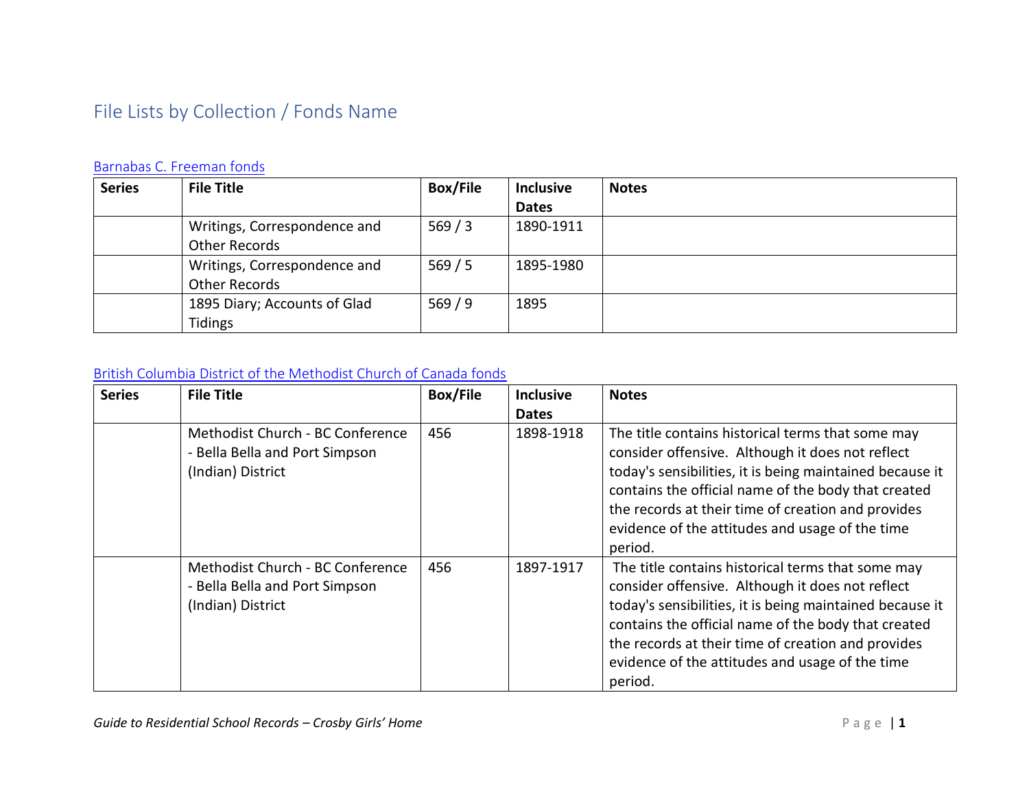# File Lists by Collection / Fonds Name

[Barnabas C. Freeman fonds]

| Series | File Title | Box/File | Inclusive Dates | Notes |
|---|---|---|---|---|
| | Writings, Correspondence and Other Records | 569 / 3 | 1890-1911 | |
| | Writings, Correspondence and Other Records | 569 / 5 | 1895-1980 | |
| | 1895 Diary; Accounts of Glad Tidings | 569 / 9 | 1895 | |

[British Columbia District of the Methodist Church of Canada fonds]

| Series | File Title | Box/File | Inclusive Dates | Notes |
|---|---|---|---|---|
| | Methodist Church - BC Conference - Bella Bella and Port Simpson (Indian) District | 456 | 1898-1918 | The title contains historical terms that some may consider offensive. Although it does not reflect today's sensibilities, it is being maintained because it contains the official name of the body that created the records at their time of creation and provides evidence of the attitudes and usage of the time period. |
| | Methodist Church - BC Conference - Bella Bella and Port Simpson (Indian) District | 456 | 1897-1917 | The title contains historical terms that some may consider offensive. Although it does not reflect today's sensibilities, it is being maintained because it contains the official name of the body that created the records at their time of creation and provides evidence of the attitudes and usage of the time period. |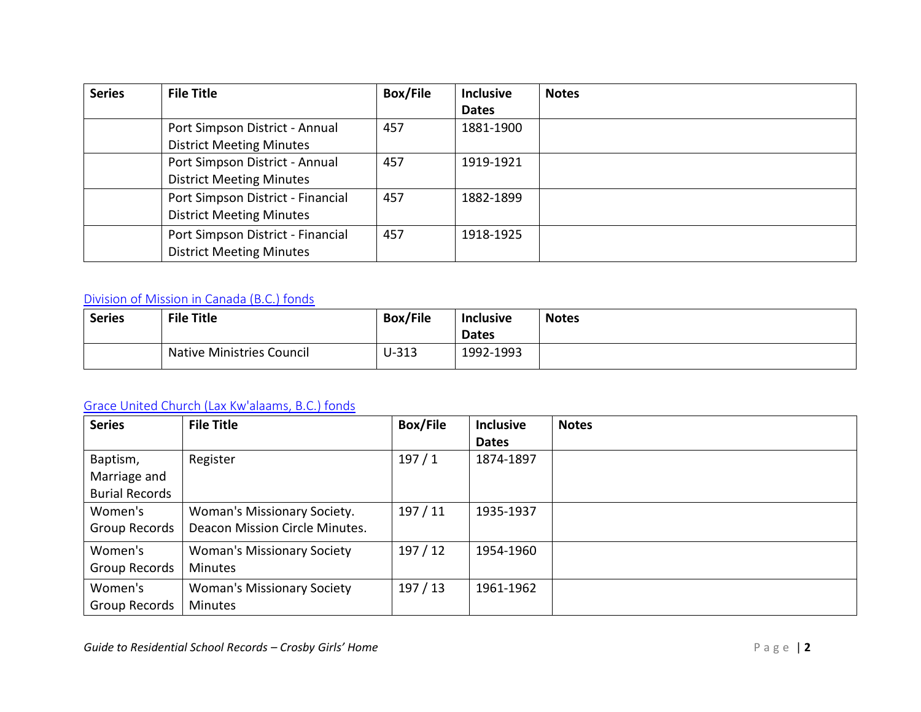| Series | File Title | Box/File | Inclusive Dates | Notes |
|---|---|---|---|---|
| | Port Simpson District - Annual District Meeting Minutes | 457 | 1881-1900 | |
| | Port Simpson District - Annual District Meeting Minutes | 457 | 1919-1921 | |
| | Port Simpson District - Financial District Meeting Minutes | 457 | 1882-1899 | |
| | Port Simpson District - Financial District Meeting Minutes | 457 | 1918-1925 | |

Division of Mission in Canada (B.C.) fonds

| Series | File Title | Box/File | Inclusive Dates | Notes |
|---|---|---|---|---|
| | Native Ministries Council | U-313 | 1992-1993 | |

Grace United Church (Lax Kw'alaams, B.C.) fonds

| Series | File Title | Box/File | Inclusive Dates | Notes |
|---|---|---|---|---|
| Baptism, Marriage and Burial Records | Register | 197 / 1 | 1874-1897 | |
| Women's Group Records | Woman's Missionary Society. Deacon Mission Circle Minutes. | 197 / 11 | 1935-1937 | |
| Women's Group Records | Woman's Missionary Society Minutes | 197 / 12 | 1954-1960 | |
| Women's Group Records | Woman's Missionary Society Minutes | 197 / 13 | 1961-1962 | |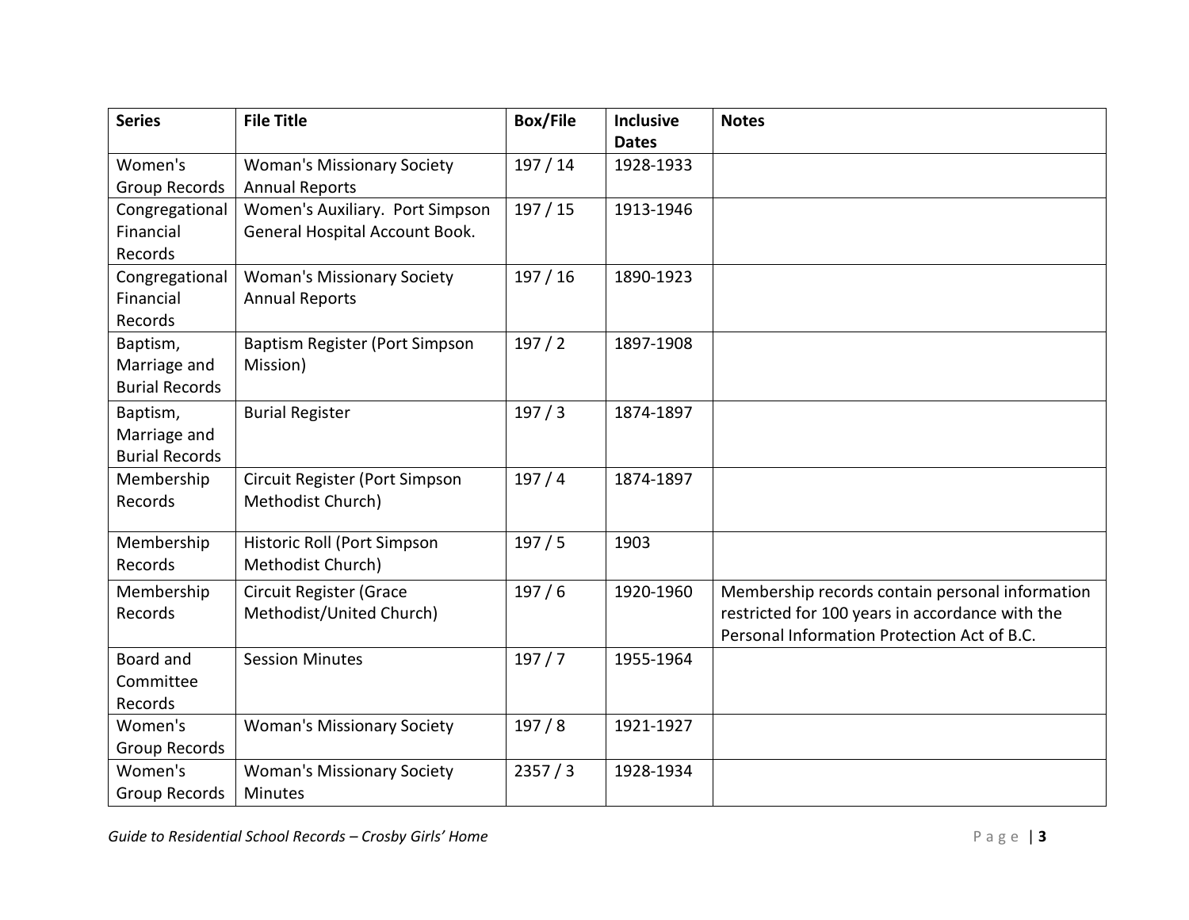| Series | File Title | Box/File | Inclusive Dates | Notes |
|---|---|---|---|---|
| Women's Group Records | Woman's Missionary Society Annual Reports | 197 / 14 | 1928-1933 | |
| Congregational Financial Records | Women's Auxiliary. Port Simpson General Hospital Account Book. | 197 / 15 | 1913-1946 | |
| Congregational Financial Records | Woman's Missionary Society Annual Reports | 197 / 16 | 1890-1923 | |
| Baptism, Marriage and Burial Records | Baptism Register (Port Simpson Mission) | 197 / 2 | 1897-1908 | |
| Baptism, Marriage and Burial Records | Burial Register | 197 / 3 | 1874-1897 | |
| Membership Records | Circuit Register (Port Simpson Methodist Church) | 197 / 4 | 1874-1897 | |
| Membership Records | Historic Roll (Port Simpson Methodist Church) | 197 / 5 | 1903 | |
| Membership Records | Circuit Register (Grace Methodist/United Church) | 197 / 6 | 1920-1960 | Membership records contain personal information restricted for 100 years in accordance with the Personal Information Protection Act of B.C. |
| Board and Committee Records | Session Minutes | 197 / 7 | 1955-1964 | |
| Women's Group Records | Woman's Missionary Society | 197 / 8 | 1921-1927 | |
| Women's Group Records | Woman's Missionary Society Minutes | 2357 / 3 | 1928-1934 | |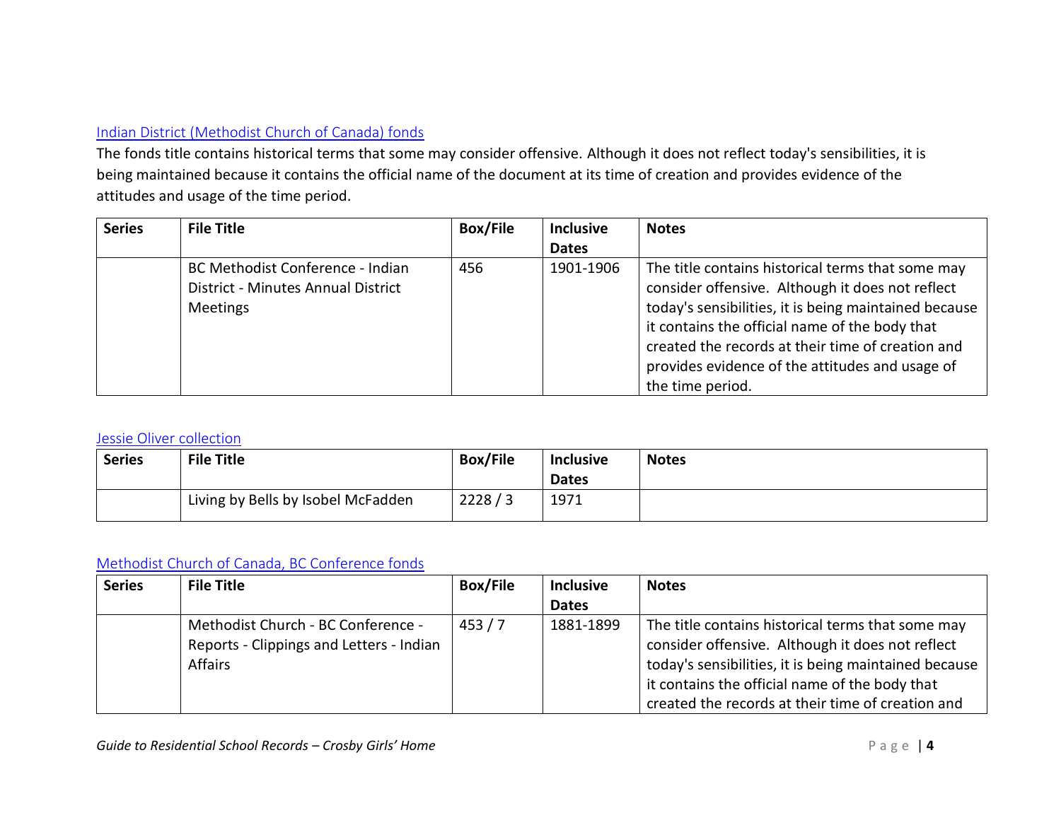[Indian District (Methodist Church of Canada) fonds]

The fonds title contains historical terms that some may consider offensive. Although it does not reflect today's sensibilities, it is being maintained because it contains the official name of the document at its time of creation and provides evidence of the attitudes and usage of the time period.

| Series | File Title | Box/File | Inclusive Dates | Notes |
|---|---|---|---|---|
| | BC Methodist Conference - Indian District - Minutes Annual District Meetings | 456 | 1901-1906 | The title contains historical terms that some may consider offensive. Although it does not reflect today's sensibilities, it is being maintained because it contains the official name of the body that created the records at their time of creation and provides evidence of the attitudes and usage of the time period. |

[Jessie Oliver collection]

| Series | File Title | Box/File | Inclusive Dates | Notes |
|---|---|---|---|---|
| | Living by Bells by Isobel McFadden | 2228 / 3 | 1971 | |

[Methodist Church of Canada, BC Conference fonds]

| Series | File Title | Box/File | Inclusive Dates | Notes |
|---|---|---|---|---|
| | Methodist Church - BC Conference - Reports - Clippings and Letters - Indian Affairs | 453 / 7 | 1881-1899 | The title contains historical terms that some may consider offensive. Although it does not reflect today's sensibilities, it is being maintained because it contains the official name of the body that created the records at their time of creation and |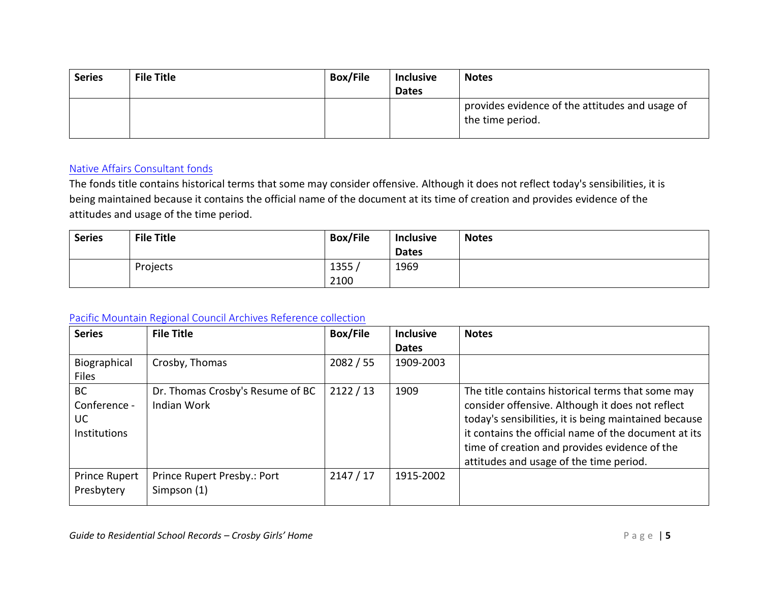| Series | File Title | Box/File | Inclusive Dates | Notes |
| --- | --- | --- | --- | --- |
| | | | | provides evidence of the attitudes and usage of the time period. |

Native Affairs Consultant fonds

The fonds title contains historical terms that some may consider offensive. Although it does not reflect today's sensibilities, it is being maintained because it contains the official name of the document at its time of creation and provides evidence of the attitudes and usage of the time period.

| Series | File Title | Box/File | Inclusive Dates | Notes |
| --- | --- | --- | --- | --- |
| | Projects | 1355 / 2100 | 1969 | |

Pacific Mountain Regional Council Archives Reference collection

| Series | File Title | Box/File | Inclusive Dates | Notes |
| --- | --- | --- | --- | --- |
| Biographical Files | Crosby, Thomas | 2082 / 55 | 1909-2003 | |
| BC Conference - UC Institutions | Dr. Thomas Crosby's Resume of BC Indian Work | 2122 / 13 | 1909 | The title contains historical terms that some may consider offensive. Although it does not reflect today's sensibilities, it is being maintained because it contains the official name of the document at its time of creation and provides evidence of the attitudes and usage of the time period. |
| Prince Rupert Presbytery | Prince Rupert Presby.: Port Simpson (1) | 2147 / 17 | 1915-2002 | |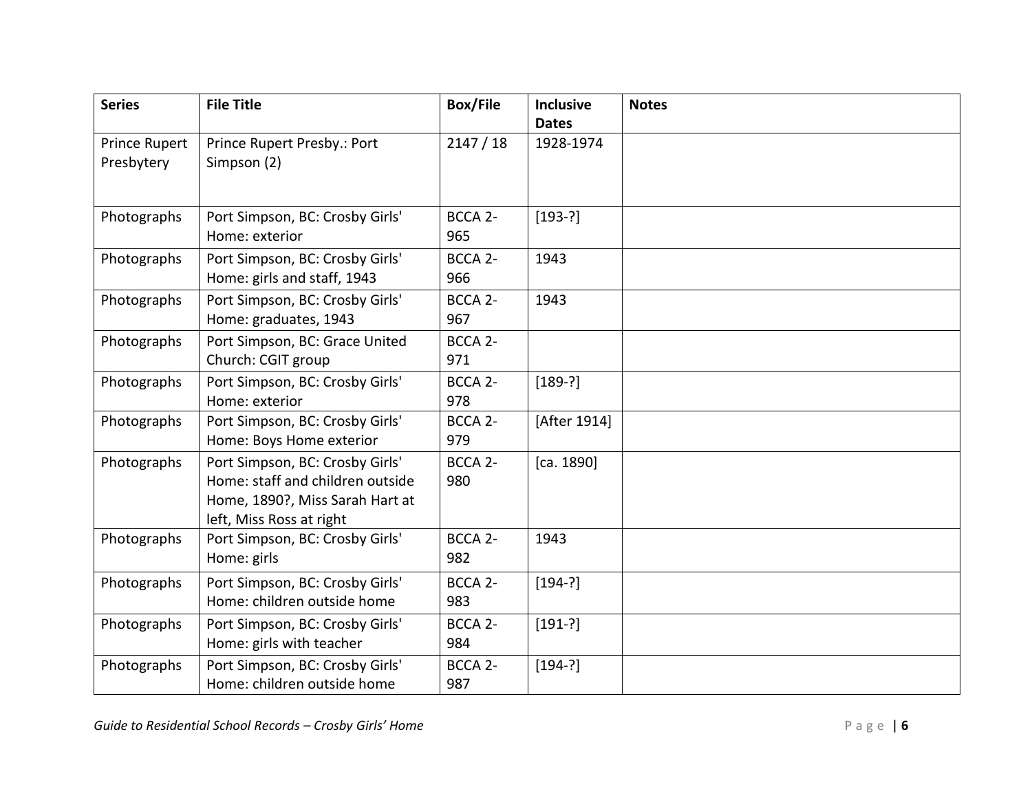| Series | File Title | Box/File | Inclusive Dates | Notes |
|---|---|---|---|---|
| Prince Rupert Presbytery | Prince Rupert Presby.: Port Simpson (2) | 2147 / 18 | 1928-1974 | |
| Photographs | Port Simpson, BC: Crosby Girls' Home: exterior | BCCA 2-965 | [193-?] | |
| Photographs | Port Simpson, BC: Crosby Girls' Home: girls and staff, 1943 | BCCA 2-966 | 1943 | |
| Photographs | Port Simpson, BC: Crosby Girls' Home: graduates, 1943 | BCCA 2-967 | 1943 | |
| Photographs | Port Simpson, BC: Grace United Church: CGIT group | BCCA 2-971 | | |
| Photographs | Port Simpson, BC: Crosby Girls' Home: exterior | BCCA 2-978 | [189-?] | |
| Photographs | Port Simpson, BC: Crosby Girls' Home: Boys Home exterior | BCCA 2-979 | [After 1914] | |
| Photographs | Port Simpson, BC: Crosby Girls' Home: staff and children outside Home, 1890?, Miss Sarah Hart at left, Miss Ross at right | BCCA 2-980 | [ca. 1890] | |
| Photographs | Port Simpson, BC: Crosby Girls' Home: girls | BCCA 2-982 | 1943 | |
| Photographs | Port Simpson, BC: Crosby Girls' Home: children outside home | BCCA 2-983 | [194-?] | |
| Photographs | Port Simpson, BC: Crosby Girls' Home: girls with teacher | BCCA 2-984 | [191-?] | |
| Photographs | Port Simpson, BC: Crosby Girls' Home: children outside home | BCCA 2-987 | [194-?] | |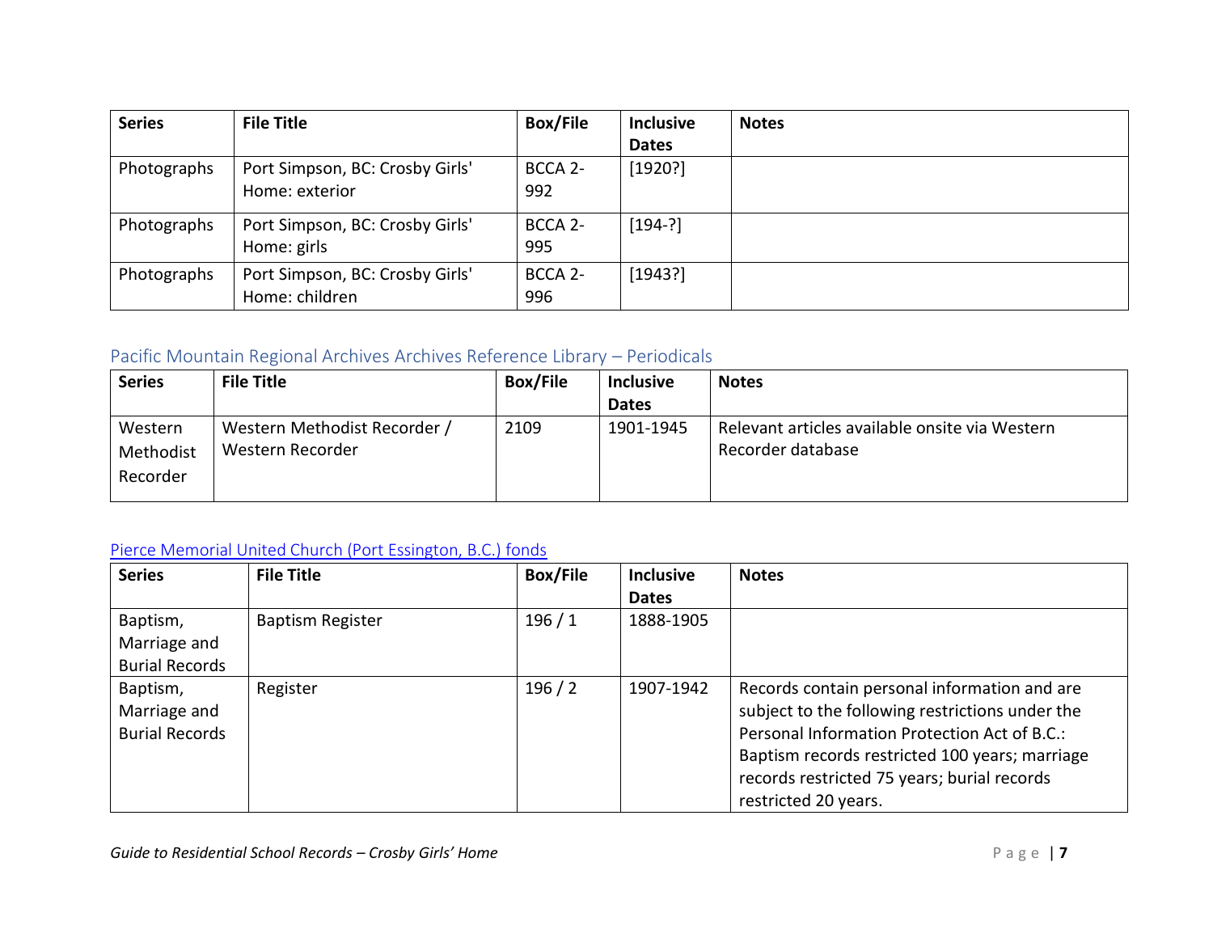| Series | File Title | Box/File | Inclusive Dates | Notes |
| --- | --- | --- | --- | --- |
| Photographs | Port Simpson, BC: Crosby Girls' Home: exterior | BCCA 2-992 | [1920?] | |
| Photographs | Port Simpson, BC: Crosby Girls' Home: girls | BCCA 2-995 | [194-?] | |
| Photographs | Port Simpson, BC: Crosby Girls' Home: children | BCCA 2-996 | [1943?] | |

## Pacific Mountain Regional Archives Archives Reference Library – Periodicals

| Series | File Title | Box/File | Inclusive Dates | Notes |
| --- | --- | --- | --- | --- |
| Western Methodist Recorder | Western Methodist Recorder / Western Recorder | 2109 | 1901-1945 | Relevant articles available onsite via Western Recorder database |

## Pierce Memorial United Church (Port Essington, B.C.) fonds

| Series | File Title | Box/File | Inclusive Dates | Notes |
| --- | --- | --- | --- | --- |
| Baptism, Marriage and Burial Records | Baptism Register | 196 / 1 | 1888-1905 | |
| Baptism, Marriage and Burial Records | Register | 196 / 2 | 1907-1942 | Records contain personal information and are subject to the following restrictions under the Personal Information Protection Act of B.C.: Baptism records restricted 100 years; marriage records restricted 75 years; burial records restricted 20 years. |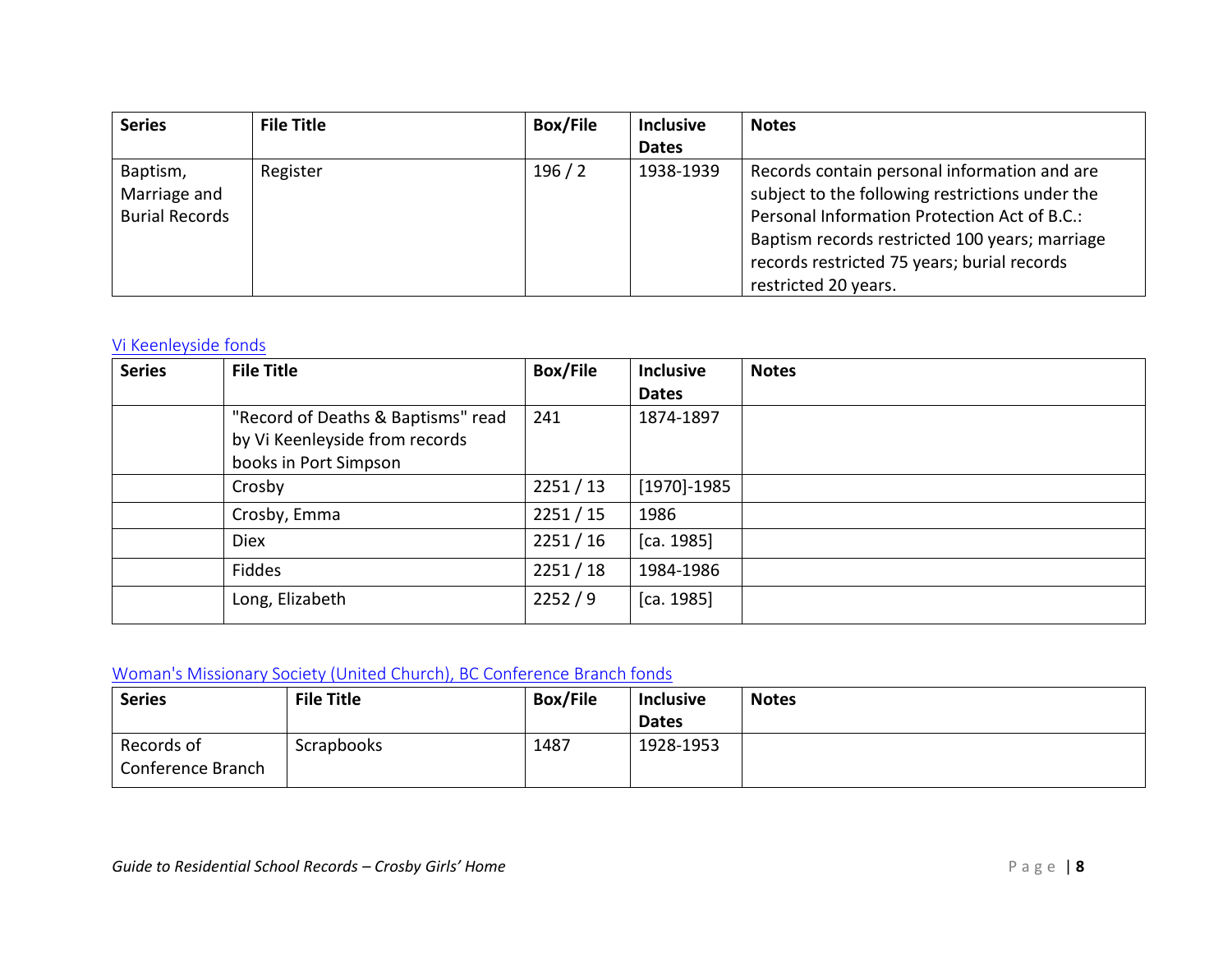| Series | File Title | Box/File | Inclusive Dates | Notes |
|---|---|---|---|---|
| Baptism, Marriage and Burial Records | Register | 196 / 2 | 1938-1939 | Records contain personal information and are subject to the following restrictions under the Personal Information Protection Act of B.C.: Baptism records restricted 100 years; marriage records restricted 75 years; burial records restricted 20 years. |

[Vi Keenleyside fonds]

| Series | File Title | Box/File | Inclusive Dates | Notes |
|---|---|---|---|---|
| | "Record of Deaths & Baptisms" read by Vi Keenleyside from records books in Port Simpson | 241 | 1874-1897 | |
| | Crosby | 2251 / 13 | [1970]-1985 | |
| | Crosby, Emma | 2251 / 15 | 1986 | |
| | Diex | 2251 / 16 | [ca. 1985] | |
| | Fiddes | 2251 / 18 | 1984-1986 | |
| | Long, Elizabeth | 2252 / 9 | [ca. 1985] | |

[Woman's Missionary Society (United Church), BC Conference Branch fonds]

| Series | File Title | Box/File | Inclusive Dates | Notes |
|---|---|---|---|---|
| Records of Conference Branch | Scrapbooks | 1487 | 1928-1953 | |